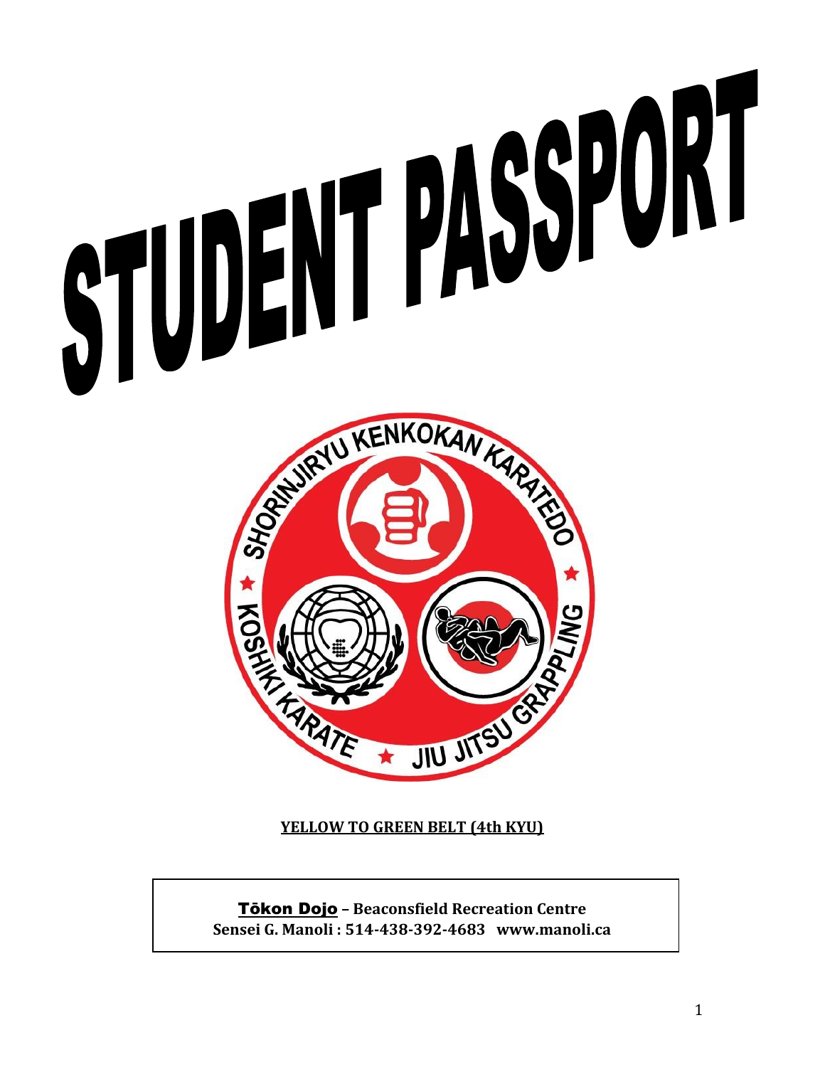# STUDENT PASSPORT

SHORINJIRYU KENKOKAN KARATEDO ★ KOSHIKI KARATE ★ JIU JITSU GRAPPLING

**YELLOW TO GREEN BELT (4th KYU)**

Tōkon Dojo **– Beaconsfield Recreation Centre**
**Sensei G. Manoli : 514-438-392-4683 www.manoli.ca**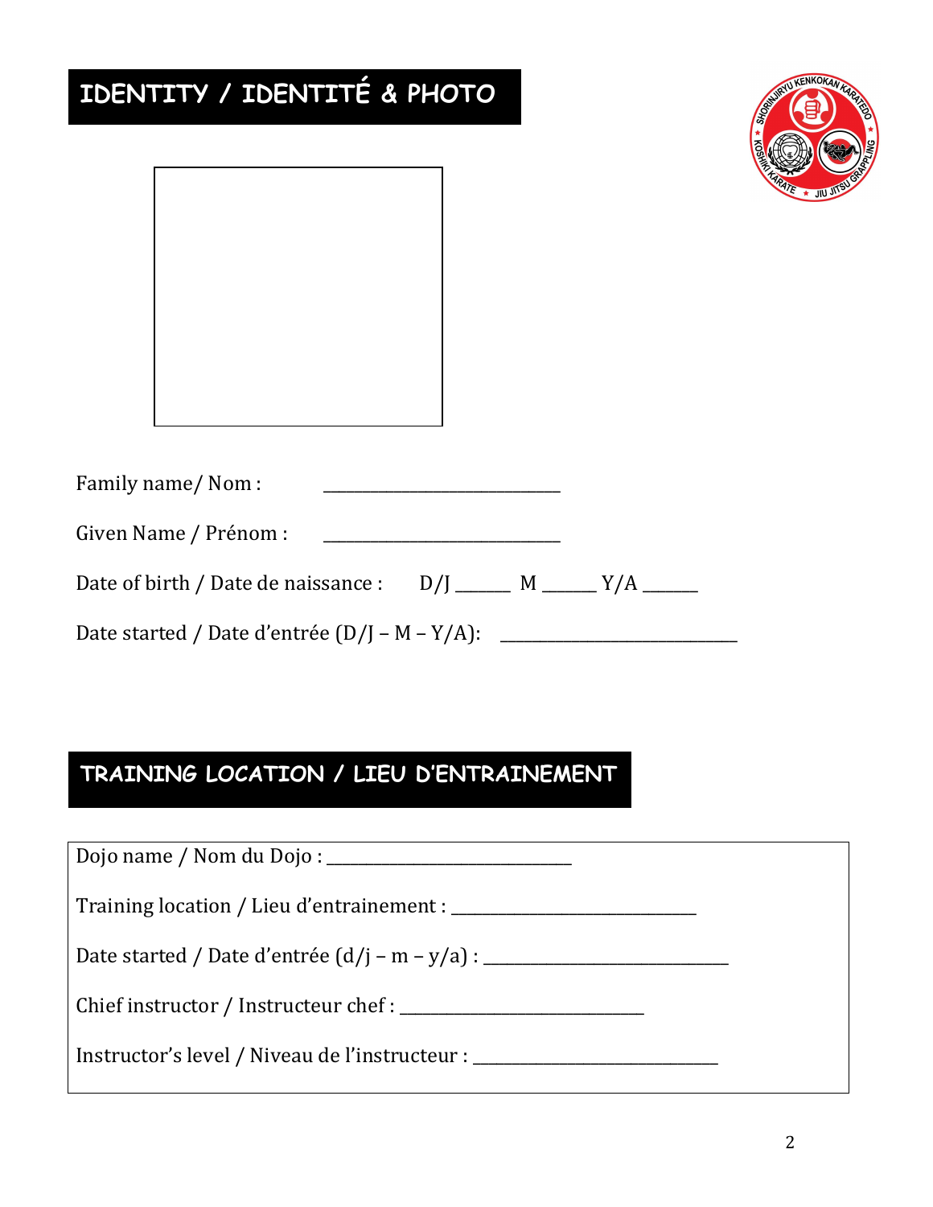## IDENTITY / IDENTITÉ & PHOTO

Family name/ Nom : ___________________________

Given Name / Prénom : ___________________________

Date of birth / Date de naissance : D/J ______ M ______ Y/A ______

Date started / Date d'entrée (D/J – M – Y/A): ___________________________

## TRAINING LOCATION / LIEU D'ENTRAINEMENT

Dojo name / Nom du Dojo : ___________________________

Training location / Lieu d'entrainement : ___________________________

Date started / Date d'entrée (d/j – m – y/a) : ___________________________

Chief instructor / Instructeur chef : ___________________________

Instructor's level / Niveau de l'instructeur : ___________________________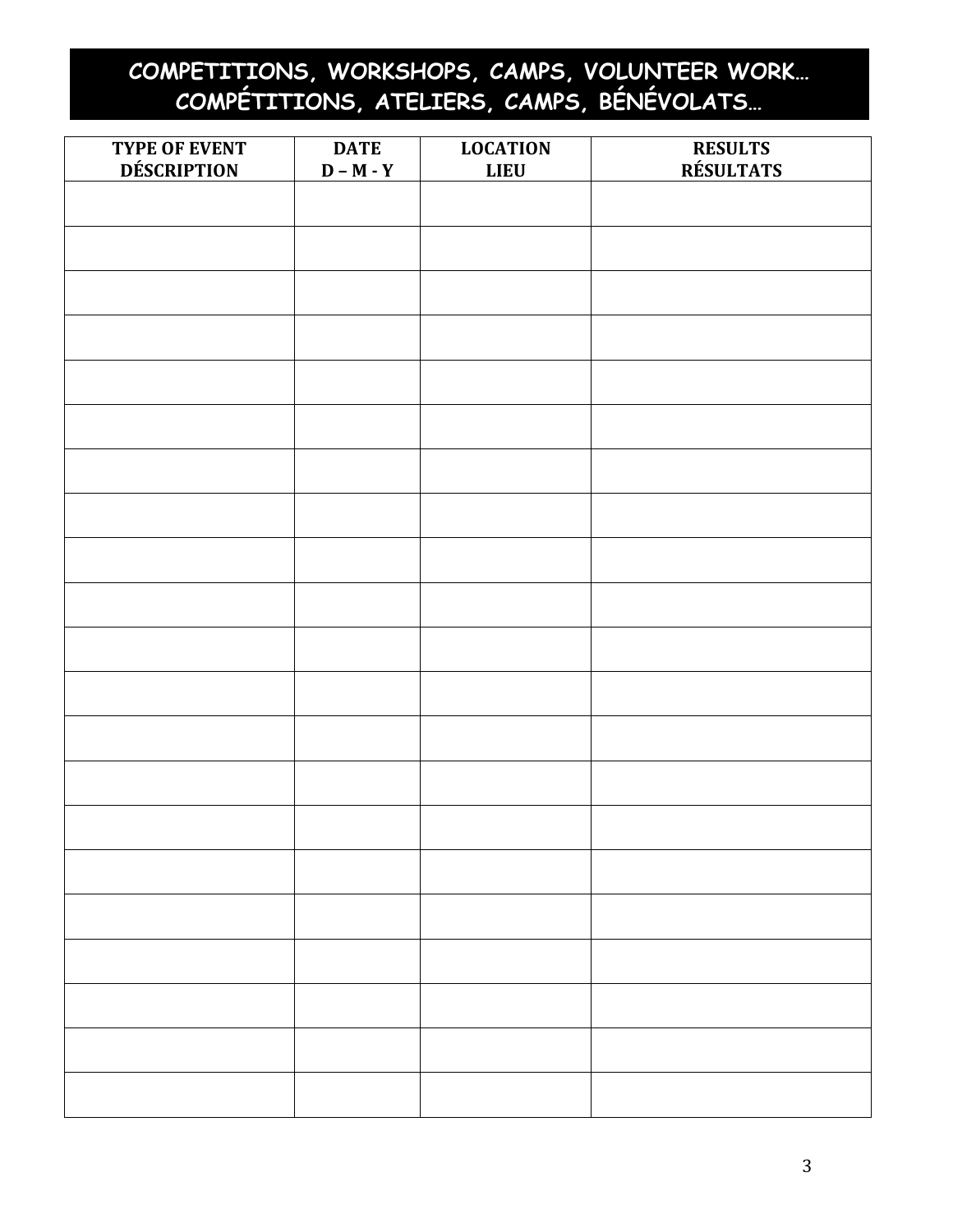# COMPETITIONS, WORKSHOPS, CAMPS, VOLUNTEER WORK…
# COMPÉTITIONS, ATELIERS, CAMPS, BÉNÉVOLATS…

| TYPE OF EVENT<br>DÉSCRIPTION | DATE<br>D – M - Y | LOCATION<br>LIEU | RESULTS<br>RÉSULTATS |
| --- | --- | --- | --- |
| | | | |
| | | | |
| | | | |
| | | | |
| | | | |
| | | | |
| | | | |
| | | | |
| | | | |
| | | | |
| | | | |
| | | | |
| | | | |
| | | | |
| | | | |
| | | | |
| | | | |
| | | | |
| | | | |
| | | | |
| | | | |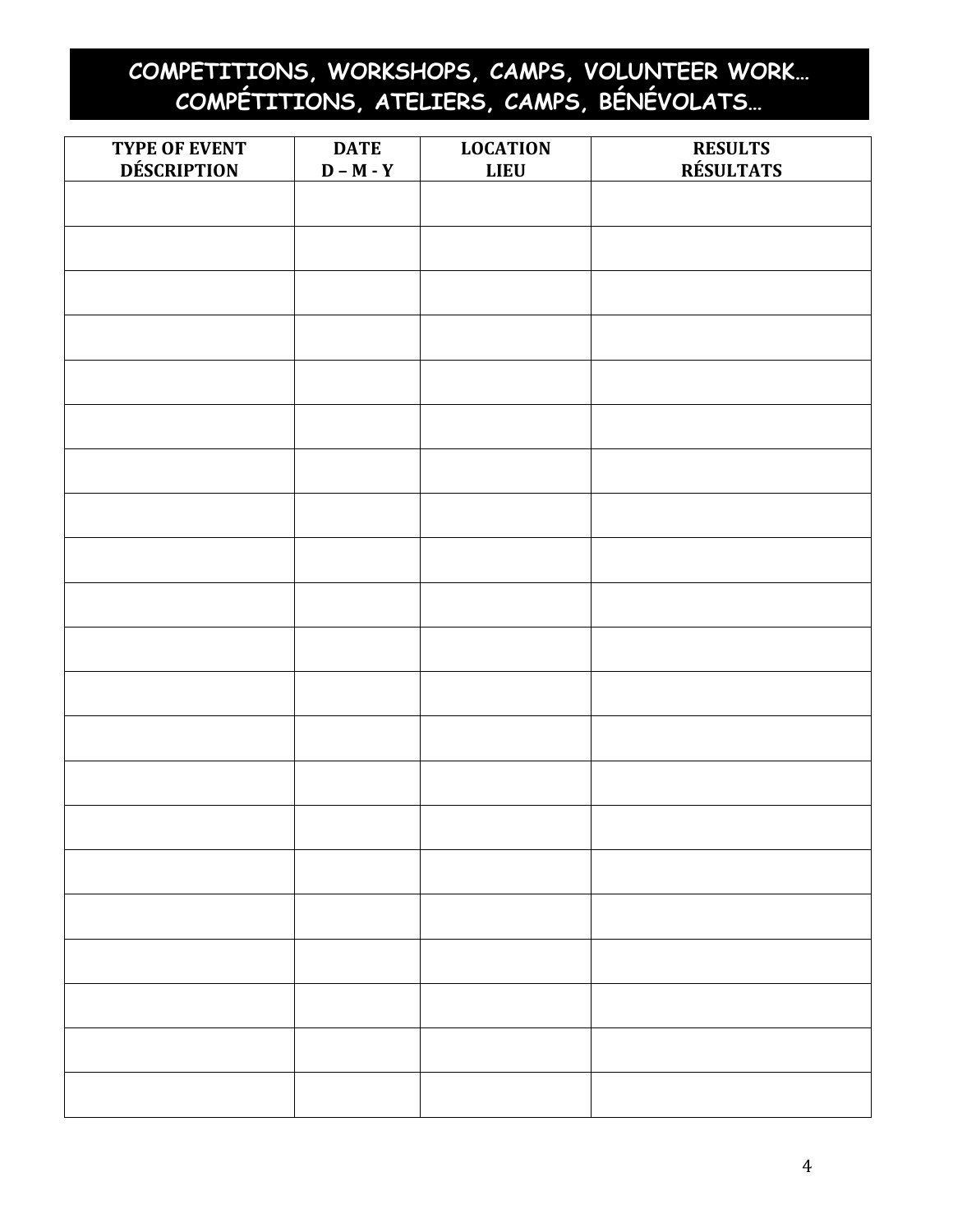# COMPETITIONS, WORKSHOPS, CAMPS, VOLUNTEER WORK…
# COMPÉTITIONS, ATELIERS, CAMPS, BÉNÉVOLATS…

| TYPE OF EVENT<br>DÉSCRIPTION | DATE<br>D – M - Y | LOCATION<br>LIEU | RESULTS<br>RÉSULTATS |
|---|---|---|---|
| | | | |
| | | | |
| | | | |
| | | | |
| | | | |
| | | | |
| | | | |
| | | | |
| | | | |
| | | | |
| | | | |
| | | | |
| | | | |
| | | | |
| | | | |
| | | | |
| | | | |
| | | | |
| | | | |
| | | | |
| | | | |
| | | | |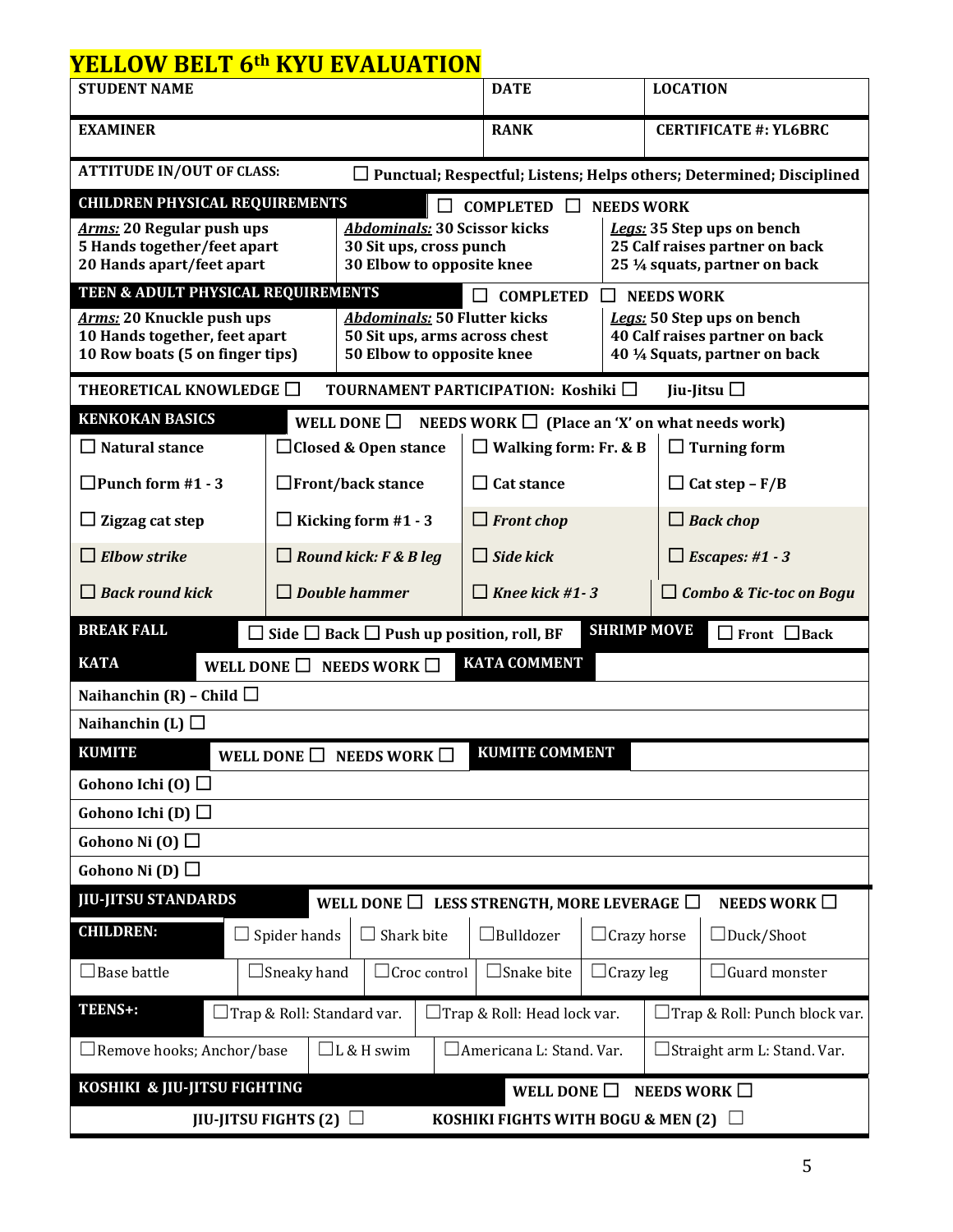# YELLOW BELT 6th KYU EVALUATION

| STUDENT NAME | DATE | LOCATION |
|---|---|---|
| **EXAMINER** | **RANK** | **CERTIFICATE #: YL6BRC** |

**ATTITUDE IN/OUT OF CLASS:** ☐ Punctual; Respectful; Listens; Helps others; Determined; Disciplined

| CHILDREN PHYSICAL REQUIREMENTS | ☐ COMPLETED ☐ NEEDS WORK | |
|---|---|---|
| ***Arms:*** 20 Regular push ups<br>5 Hands together/feet apart<br>20 Hands apart/feet apart | ***Abdominals:*** 30 Scissor kicks<br>30 Sit ups, cross punch<br>30 Elbow to opposite knee | ***Legs:*** 35 Step ups on bench<br>25 Calf raises partner on back<br>25 ¼ squats, partner on back |

| TEEN & ADULT PHYSICAL REQUIREMENTS | ☐ COMPLETED ☐ NEEDS WORK | |
|---|---|---|
| ***Arms:*** 20 Knuckle push ups<br>10 Hands together, feet apart<br>10 Row boats (5 on finger tips) | ***Abdominals:*** 50 Flutter kicks<br>50 Sit ups, arms across chest<br>50 Elbow to opposite knee | ***Legs:*** 50 Step ups on bench<br>40 Calf raises partner on back<br>40 ¼ Squats, partner on back |

**THEORETICAL KNOWLEDGE** ☐ **TOURNAMENT PARTICIPATION: Koshiki** ☐ **Jiu-Jitsu** ☐

| KENKOKAN BASICS | WELL DONE ☐ NEEDS WORK ☐ (Place an 'X' on what needs work) | | |
|---|---|---|---|
| ☐ Natural stance | ☐ Closed & Open stance | ☐ Walking form: Fr. & B | ☐ Turning form |
| ☐ Punch form #1 - 3 | ☐ Front/back stance | ☐ Cat stance | ☐ Cat step – F/B |
| ☐ Zigzag cat step | ☐ Kicking form #1 - 3 | ☐ *Front chop* | ☐ *Back chop* |
| ☐ *Elbow strike* | ☐ *Round kick: F & B leg* | ☐ *Side kick* | ☐ *Escapes: #1 - 3* |
| ☐ *Back round kick* | ☐ *Double hammer* | ☐ *Knee kick #1- 3* | ☐ *Combo & Tic-toc on Bogu* |

**BREAK FALL** ☐ Side ☐ Back ☐ Push up position, roll, BF **SHRIMP MOVE** ☐ Front ☐ Back

| KATA | WELL DONE ☐ NEEDS WORK ☐ | KATA COMMENT |
|---|---|---|
| Naihanchin (R) – Child ☐ | | |
| Naihanchin (L) ☐ | | |

| KUMITE | WELL DONE ☐ NEEDS WORK ☐ | KUMITE COMMENT |
|---|---|---|
| Gohono Ichi (O) ☐ | | |
| Gohono Ichi (D) ☐ | | |
| Gohono Ni (O) ☐ | | |
| Gohono Ni (D) ☐ | | |

**JIU-JITSU STANDARDS** WELL DONE ☐ LESS STRENGTH, MORE LEVERAGE ☐ NEEDS WORK ☐

| CHILDREN: | ☐ Spider hands | ☐ Shark bite | ☐ Bulldozer | ☐ Crazy horse | ☐ Duck/Shoot |
|---|---|---|---|---|---|
| ☐ Base battle | ☐ Sneaky hand | ☐ Croc control | ☐ Snake bite | ☐ Crazy leg | ☐ Guard monster |

| TEENS+: | ☐ Trap & Roll: Standard var. | ☐ Trap & Roll: Head lock var. | ☐ Trap & Roll: Punch block var. |
|---|---|---|---|
| ☐ Remove hooks; Anchor/base | ☐ L & H swim | ☐ Americana L: Stand. Var. | ☐ Straight arm L: Stand. Var. |

**KOSHIKI & JIU-JITSU FIGHTING** WELL DONE ☐ NEEDS WORK ☐

**JIU-JITSU FIGHTS (2)** ☐ **KOSHIKI FIGHTS WITH BOGU & MEN (2)** ☐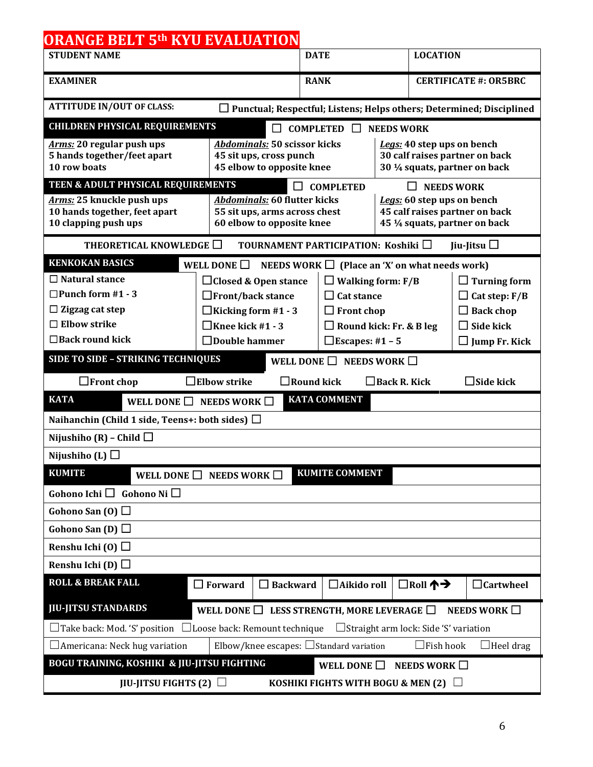# ORANGE BELT 5th KYU EVALUATION

| STUDENT NAME | DATE | LOCATION |
|---|---|---|
| EXAMINER | RANK | CERTIFICATE #: OR5BRC |

**ATTITUDE IN/OUT OF CLASS:** ☐ Punctual; Respectful; Listens; Helps others; Determined; Disciplined

| CHILDREN PHYSICAL REQUIREMENTS | ☐ COMPLETED ☐ NEEDS WORK | |
|---|---|---|
| ***Arms:*** 20 regular push ups<br>5 hands together/feet apart<br>10 row boats | ***Abdominals:*** 50 scissor kicks<br>45 sit ups, cross punch<br>45 elbow to opposite knee | ***Legs:*** 40 step ups on bench<br>30 calf raises partner on back<br>30 ¼ squats, partner on back |

| TEEN & ADULT PHYSICAL REQUIREMENTS | ☐ COMPLETED | ☐ NEEDS WORK |
|---|---|---|
| ***Arms:*** 25 knuckle push ups<br>10 hands together, feet apart<br>10 clapping push ups | ***Abdominals:*** 60 flutter kicks<br>55 sit ups, arms across chest<br>60 elbow to opposite knee | ***Legs:*** 60 step ups on bench<br>45 calf raises partner on back<br>45 ¼ squats, partner on back |

**THEORETICAL KNOWLEDGE** ☐ **TOURNAMENT PARTICIPATION: Koshiki** ☐ **Jiu-Jitsu** ☐

| KENKOKAN BASICS | WELL DONE ☐ NEEDS WORK ☐ (Place an 'X' on what needs work) | | |
|---|---|---|---|
| ☐ Natural stance | ☐ Closed & Open stance | ☐ Walking form: F/B | ☐ Turning form |
| ☐ Punch form #1 - 3 | ☐ Front/back stance | ☐ Cat stance | ☐ Cat step: F/B |
| ☐ Zigzag cat step | ☐ Kicking form #1 - 3 | ☐ Front chop | ☐ Back chop |
| ☐ Elbow strike | ☐ Knee kick #1 - 3 | ☐ Round kick: Fr. & B leg | ☐ Side kick |
| ☐ Back round kick | ☐ Double hammer | ☐ Escapes: #1 – 5 | ☐ Jump Fr. Kick |

| SIDE TO SIDE – STRIKING TECHNIQUES | | WELL DONE ☐ NEEDS WORK ☐ | | |
|---|---|---|---|---|
| ☐ Front chop | ☐ Elbow strike | ☐ Round kick | ☐ Back R. Kick | ☐ Side kick |

| KATA — WELL DONE ☐ NEEDS WORK ☐ | KATA COMMENT |
|---|---|
| Naihanchin (Child 1 side, Teens+: both sides) ☐ | |
| Nijushiho (R) – Child ☐ | |
| Nijushiho (L) ☐ | |

| KUMITE — WELL DONE ☐ NEEDS WORK ☐ | KUMITE COMMENT |
|---|---|
| Gohono Ichi ☐ Gohono Ni ☐ | |
| Gohono San (O) ☐ | |
| Gohono San (D) ☐ | |
| Renshu Ichi (O) ☐ | |
| Renshu Ichi (D) ☐ | |

| ROLL & BREAK FALL | ☐ Forward | ☐ Backward | ☐ Aikido roll | ☐ Roll ↑→ | ☐ Cartwheel |
|---|---|---|---|---|---|

**JIU-JITSU STANDARDS** WELL DONE ☐ LESS STRENGTH, MORE LEVERAGE ☐ NEEDS WORK ☐

☐ Take back: Mod. 'S' position ☐ Loose back: Remount technique ☐ Straight arm lock: Side 'S' variation

☐ Americana: Neck hug variation | Elbow/knee escapes: ☐ Standard variation ☐ Fish hook ☐ Heel drag

**BOGU TRAINING, KOSHIKI & JIU-JITSU FIGHTING** WELL DONE ☐ NEEDS WORK ☐

**JIU-JITSU FIGHTS (2)** ☐ **KOSHIKI FIGHTS WITH BOGU & MEN (2)** ☐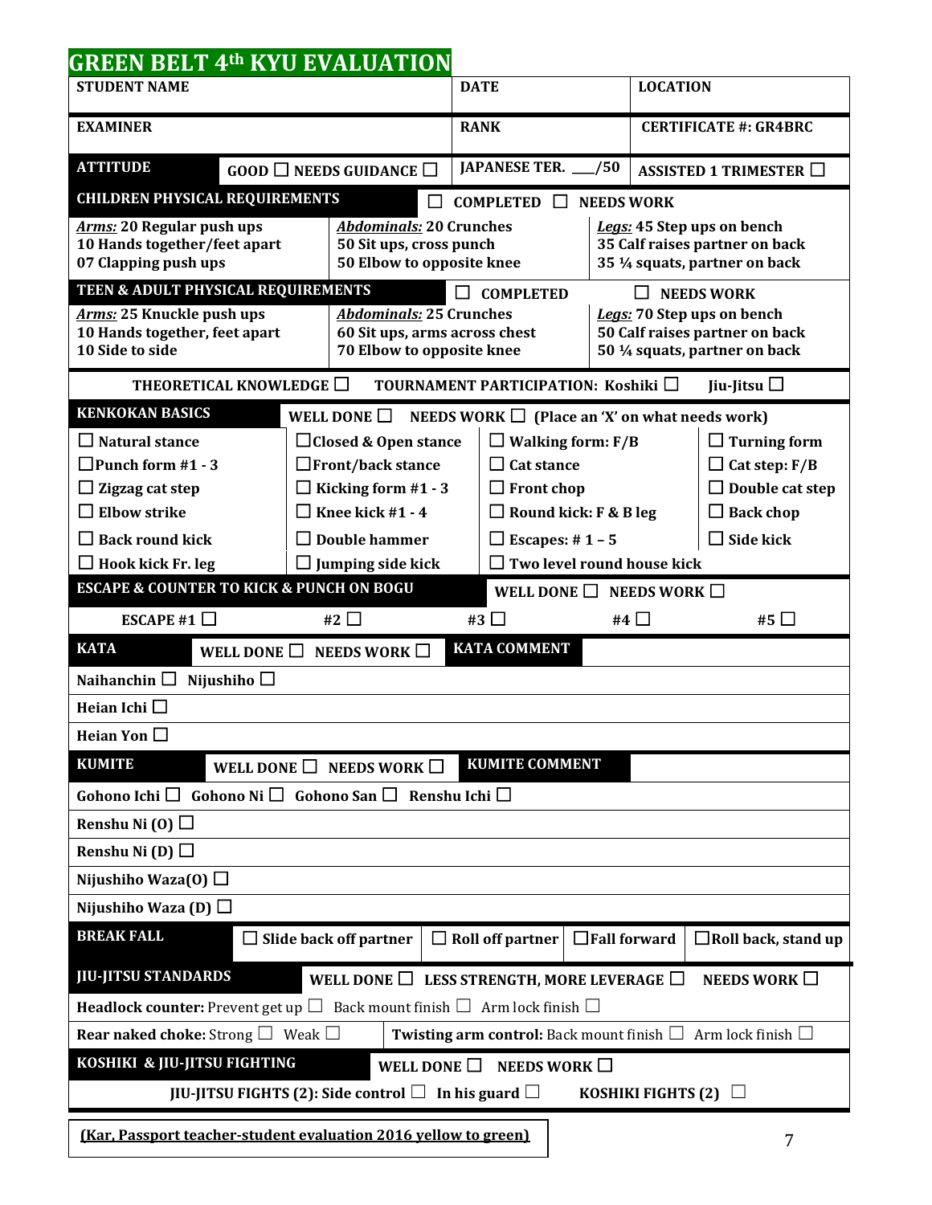# GREEN BELT 4th KYU EVALUATION

| | | |
|---|---|---|
| **STUDENT NAME** | **DATE** | **LOCATION** |
| **EXAMINER** | **RANK** | **CERTIFICATE #: GR4BRC** |
| **ATTITUDE** GOOD ☐ NEEDS GUIDANCE ☐ | **JAPANESE TER.** ___/50 | **ASSISTED 1 TRIMESTER** ☐ |

**CHILDREN PHYSICAL REQUIREMENTS** ☐ COMPLETED ☐ NEEDS WORK

| | | |
|---|---|---|
| ***Arms:*** 20 Regular push ups<br>10 Hands together/feet apart<br>07 Clapping push ups | ***Abdominals:*** 20 Crunches<br>50 Sit ups, cross punch<br>50 Elbow to opposite knee | ***Legs:*** 45 Step ups on bench<br>35 Calf raises partner on back<br>35 ¼ squats, partner on back |

**TEEN & ADULT PHYSICAL REQUIREMENTS** ☐ COMPLETED ☐ NEEDS WORK

| | | |
|---|---|---|
| ***Arms:*** 25 Knuckle push ups<br>10 Hands together, feet apart<br>10 Side to side | ***Abdominals:*** 25 Crunches<br>60 Sit ups, arms across chest<br>70 Elbow to opposite knee | ***Legs:*** 70 Step ups on bench<br>50 Calf raises partner on back<br>50 ¼ squats, partner on back |

**THEORETICAL KNOWLEDGE** ☐ **TOURNAMENT PARTICIPATION: Koshiki** ☐ **Jiu-Jitsu** ☐

**KENKOKAN BASICS** WELL DONE ☐ NEEDS WORK ☐ (Place an 'X' on what needs work)

| | | | |
|---|---|---|---|
| ☐ Natural stance | ☐ Closed & Open stance | ☐ Walking form: F/B | ☐ Turning form |
| ☐ Punch form #1 - 3 | ☐ Front/back stance | ☐ Cat stance | ☐ Cat step: F/B |
| ☐ Zigzag cat step | ☐ Kicking form #1 - 3 | ☐ Front chop | ☐ Double cat step |
| ☐ Elbow strike | ☐ Knee kick #1 - 4 | ☐ Round kick: F & B leg | ☐ Back chop |
| ☐ Back round kick | ☐ Double hammer | ☐ Escapes: # 1 – 5 | ☐ Side kick |
| ☐ Hook kick Fr. leg | ☐ Jumping side kick | ☐ Two level round house kick | |

**ESCAPE & COUNTER TO KICK & PUNCH ON BOGU** WELL DONE ☐ NEEDS WORK ☐

ESCAPE #1 ☐ #2 ☐ #3 ☐ #4 ☐ #5 ☐

**KATA** WELL DONE ☐ NEEDS WORK ☐ **KATA COMMENT**

- Naihanchin ☐ Nijushiho ☐
- Heian Ichi ☐
- Heian Yon ☐

**KUMITE** WELL DONE ☐ NEEDS WORK ☐ **KUMITE COMMENT**

- Gohono Ichi ☐ Gohono Ni ☐ Gohono San ☐ Renshu Ichi ☐
- Renshu Ni (O) ☐
- Renshu Ni (D) ☐
- Nijushiho Waza(O) ☐
- Nijushiho Waza (D) ☐

**BREAK FALL** ☐ Slide back off partner ☐ Roll off partner ☐ Fall forward ☐ Roll back, stand up

**JIU-JITSU STANDARDS** WELL DONE ☐ LESS STRENGTH, MORE LEVERAGE ☐ NEEDS WORK ☐

**Headlock counter:** Prevent get up ☐ Back mount finish ☐ Arm lock finish ☐

**Rear naked choke:** Strong ☐ Weak ☐ **Twisting arm control:** Back mount finish ☐ Arm lock finish ☐

**KOSHIKI & JIU-JITSU FIGHTING** WELL DONE ☐ NEEDS WORK ☐

**JIU-JITSU FIGHTS (2): Side control** ☐ **In his guard** ☐ **KOSHIKI FIGHTS (2)** ☐

**(Kar. Passport teacher-student evaluation 2016 yellow to green)**